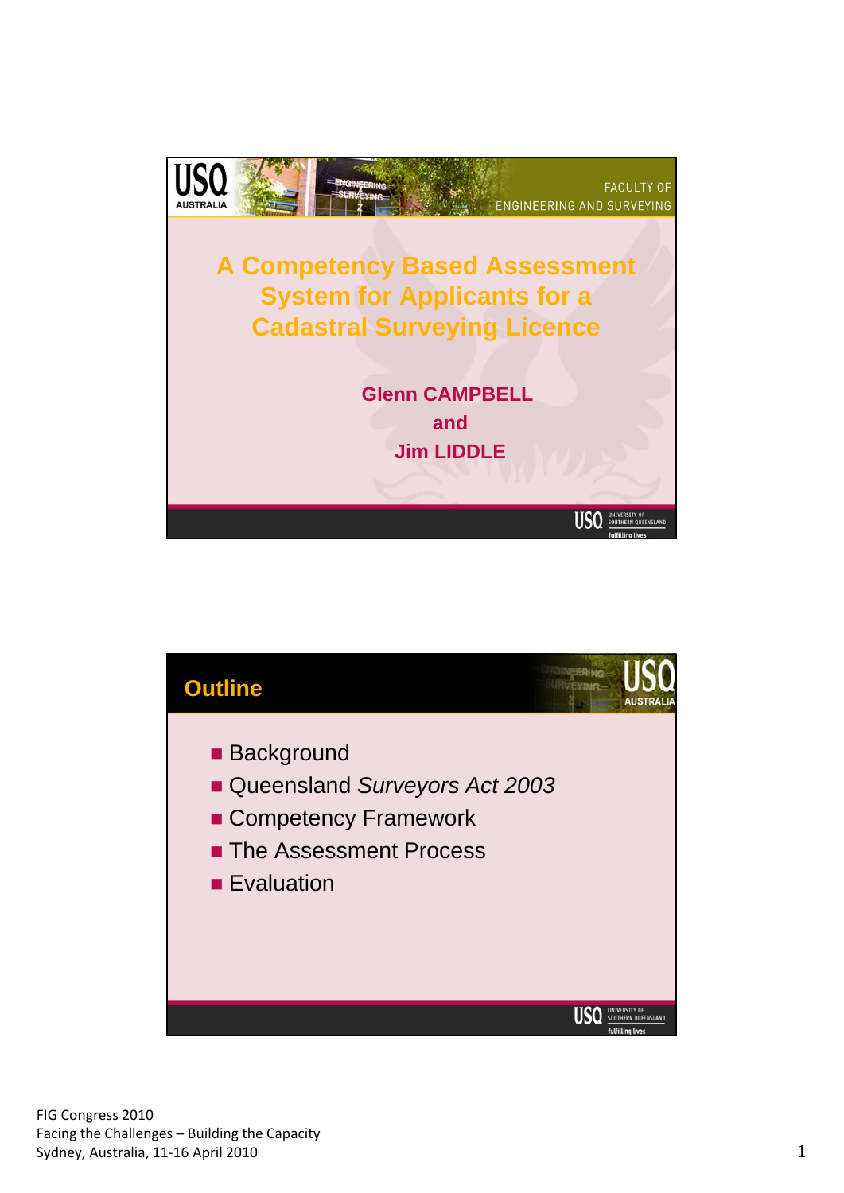# A Competency Based Assessment System for Applicants for a Cadastral Surveying Licence

**Glenn CAMPBELL**

**and**

**Jim LIDDLE**

## Outline

- Background
- Queensland *Surveyors Act 2003*
- Competency Framework
- The Assessment Process
- Evaluation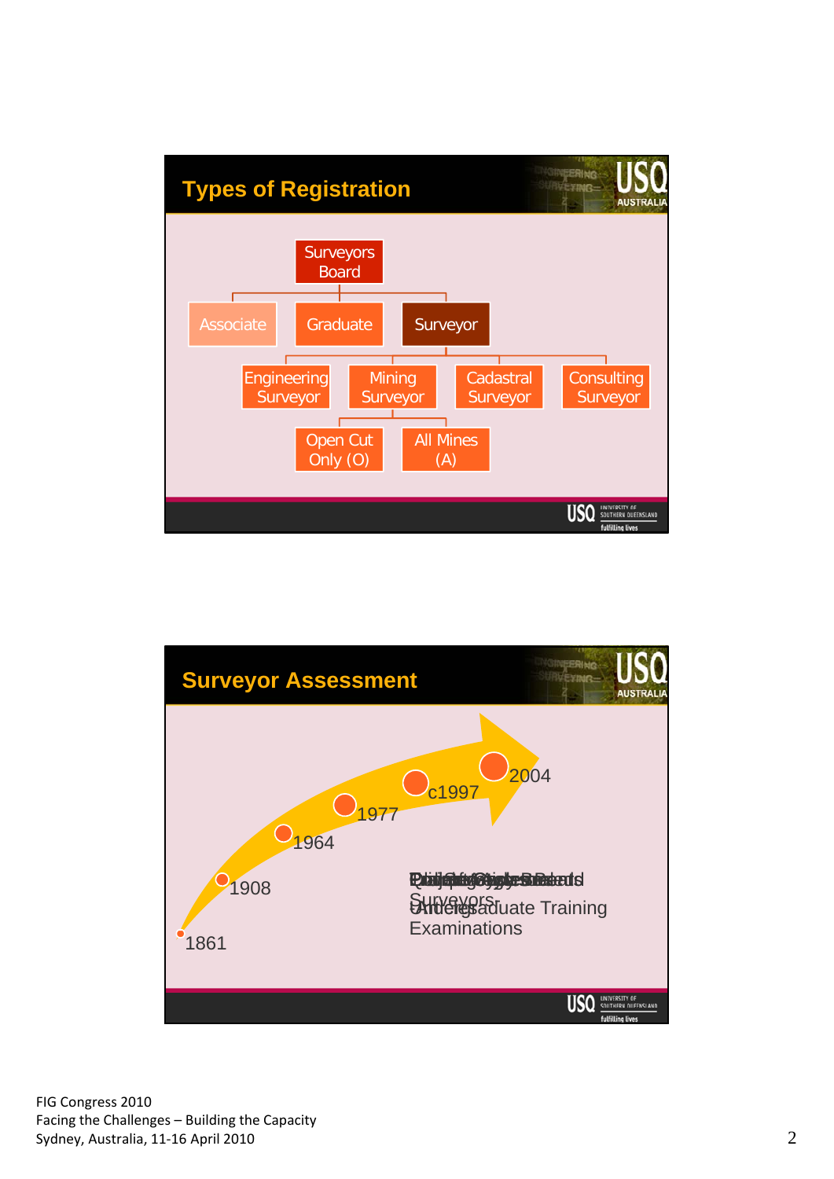## Types of Registration

Surveyors Board

Associate

Graduate

Surveyor

Engineering Surveyor

Mining Surveyor

Cadastral Surveyor

Consulting Surveyor

Open Cut Only (O)

All Mines (A)

## Surveyor Assessment

1861

1908

1964

1977

c1997

2004

Undergraduate Training

Examinations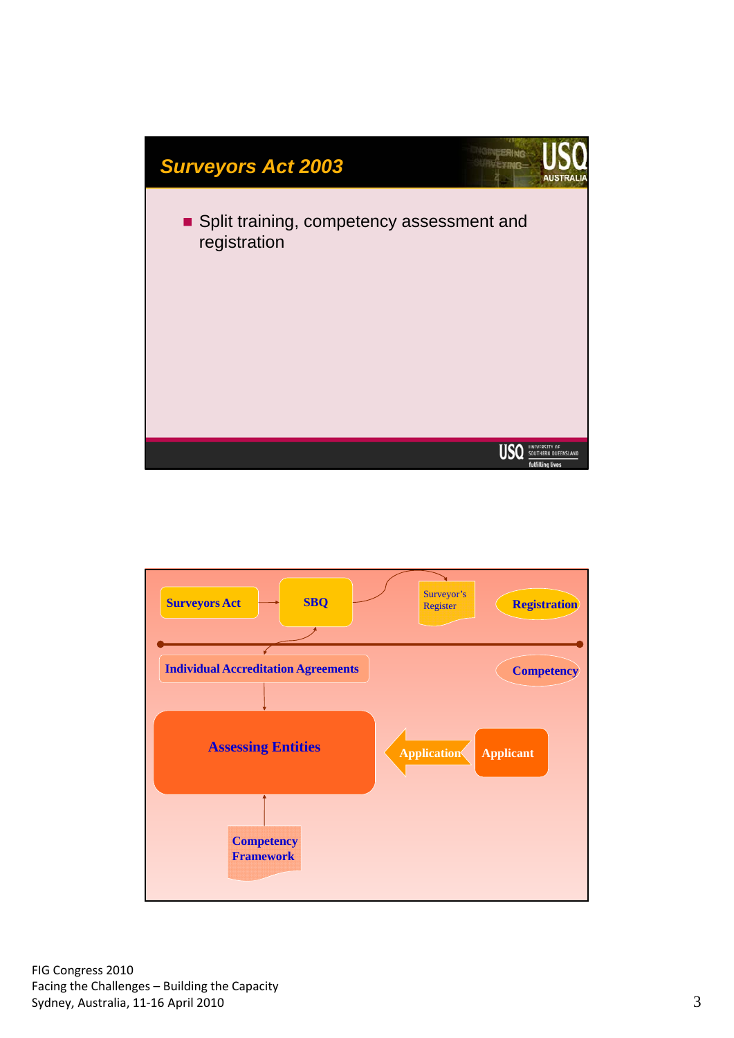## Surveyors Act 2003

- Split training, competency assessment and registration

Surveyors Act

SBQ

Surveyor's Register

Registration

Individual Accreditation Agreements

Competency

Assessing Entities

Application

Applicant

Competency Framework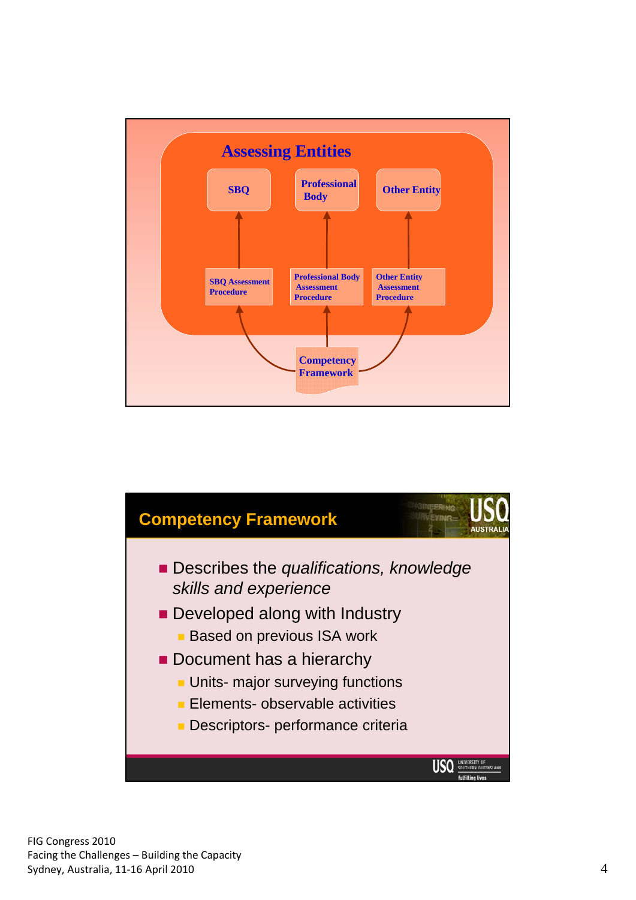Assessing Entities

SBQ

Professional Body

Other Entity

SBQ Assessment Procedure

Professional Body Assessment Procedure

Other Entity Assessment Procedure

Competency Framework

## Competency Framework

- Describes the *qualifications, knowledge skills and experience*
- Developed along with Industry
  - Based on previous ISA work
- Document has a hierarchy
  - Units- major surveying functions
  - Elements- observable activities
  - Descriptors- performance criteria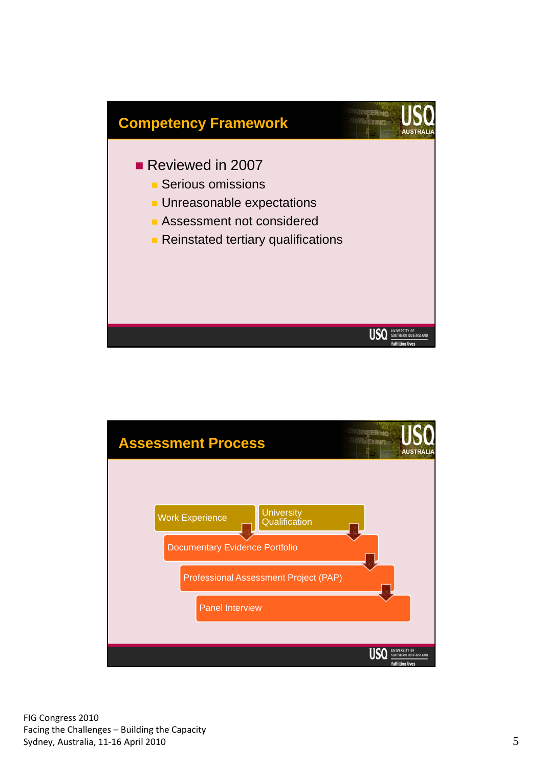## Competency Framework

- Reviewed in 2007
  - Serious omissions
  - Unreasonable expectations
  - Assessment not considered
  - Reinstated tertiary qualifications

## Assessment Process

Work Experience

University Qualification

Documentary Evidence Portfolio

Professional Assessment Project (PAP)

Panel Interview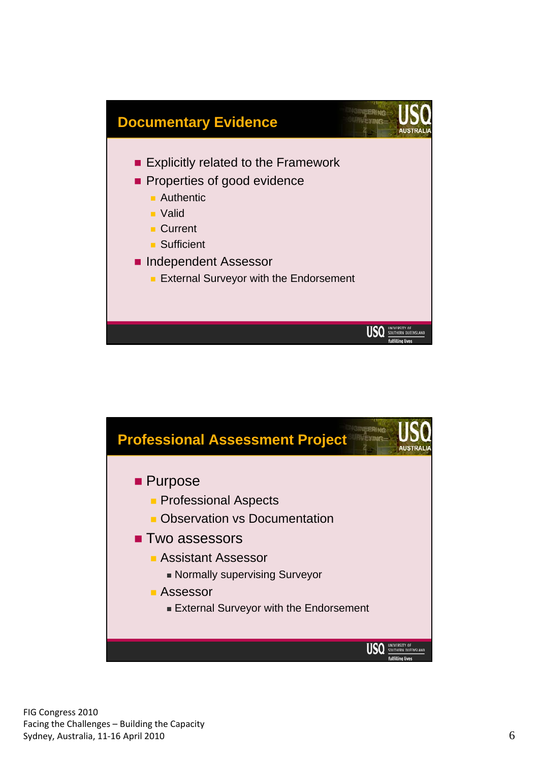## Documentary Evidence

- Explicitly related to the Framework
- Properties of good evidence
  - Authentic
  - Valid
  - Current
  - Sufficient
- Independent Assessor
  - External Surveyor with the Endorsement

## Professional Assessment Project

- Purpose
  - Professional Aspects
  - Observation vs Documentation
- Two assessors
  - Assistant Assessor
    - Normally supervising Surveyor
  - Assessor
    - External Surveyor with the Endorsement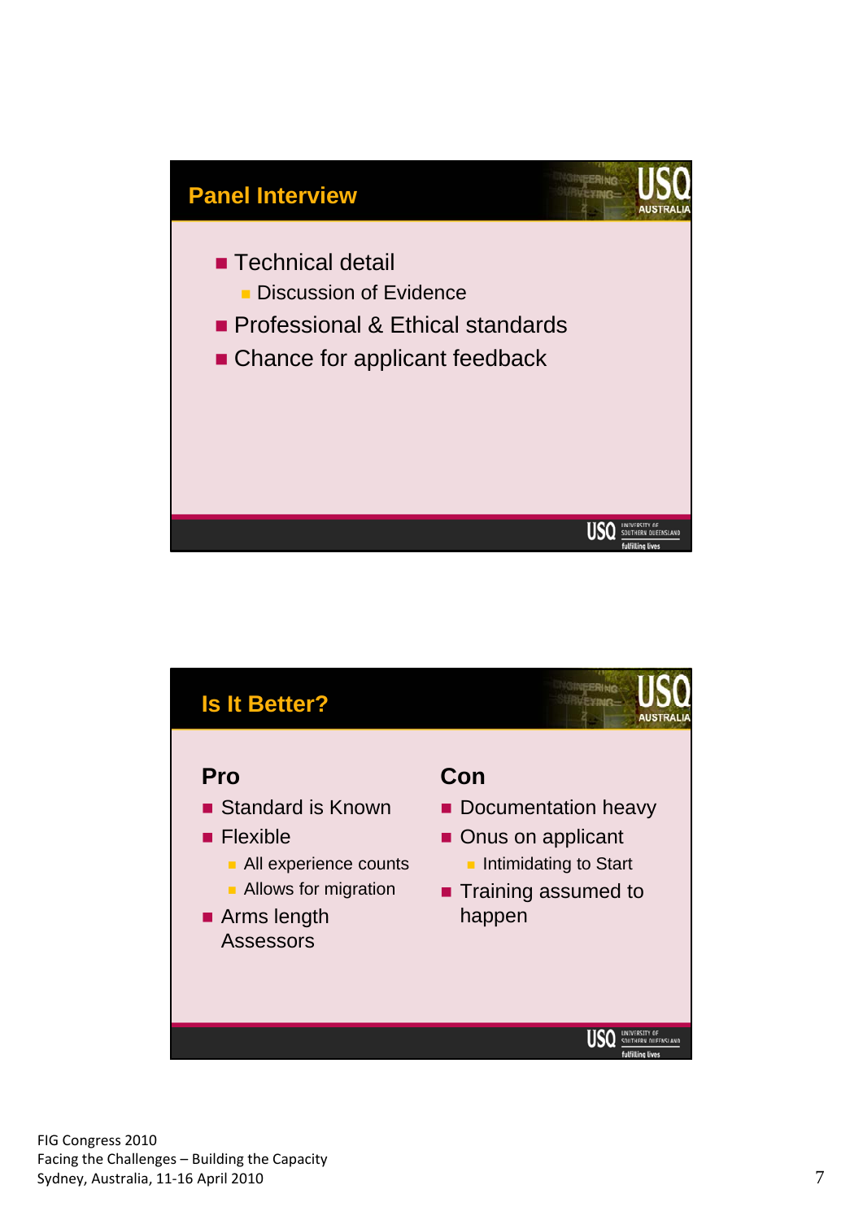## Panel Interview

- Technical detail
  - Discussion of Evidence
- Professional & Ethical standards
- Chance for applicant feedback

## Is It Better?

**Pro**

- Standard is Known
- Flexible
  - All experience counts
  - Allows for migration
- Arms length Assessors

**Con**

- Documentation heavy
- Onus on applicant
  - Intimidating to Start
- Training assumed to happen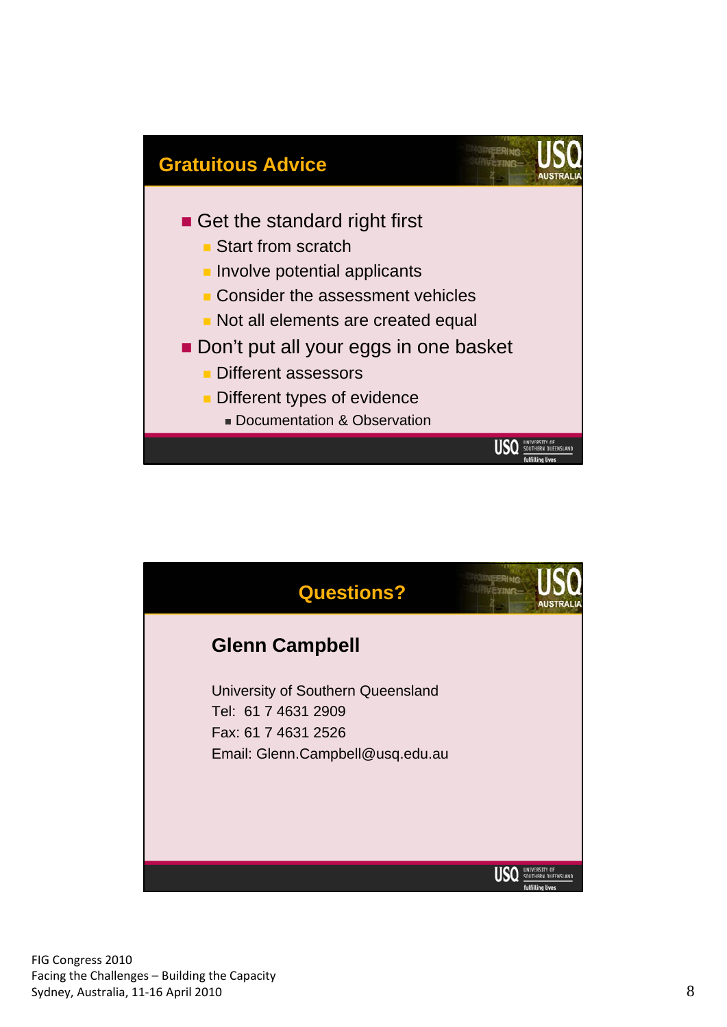## Gratuitous Advice

- Get the standard right first
  - Start from scratch
  - Involve potential applicants
  - Consider the assessment vehicles
  - Not all elements are created equal
- Don't put all your eggs in one basket
  - Different assessors
  - Different types of evidence
    - Documentation & Observation

## Questions?

**Glenn Campbell**

University of Southern Queensland
Tel: 61 7 4631 2909
Fax: 61 7 4631 2526
Email: Glenn.Campbell@usq.edu.au